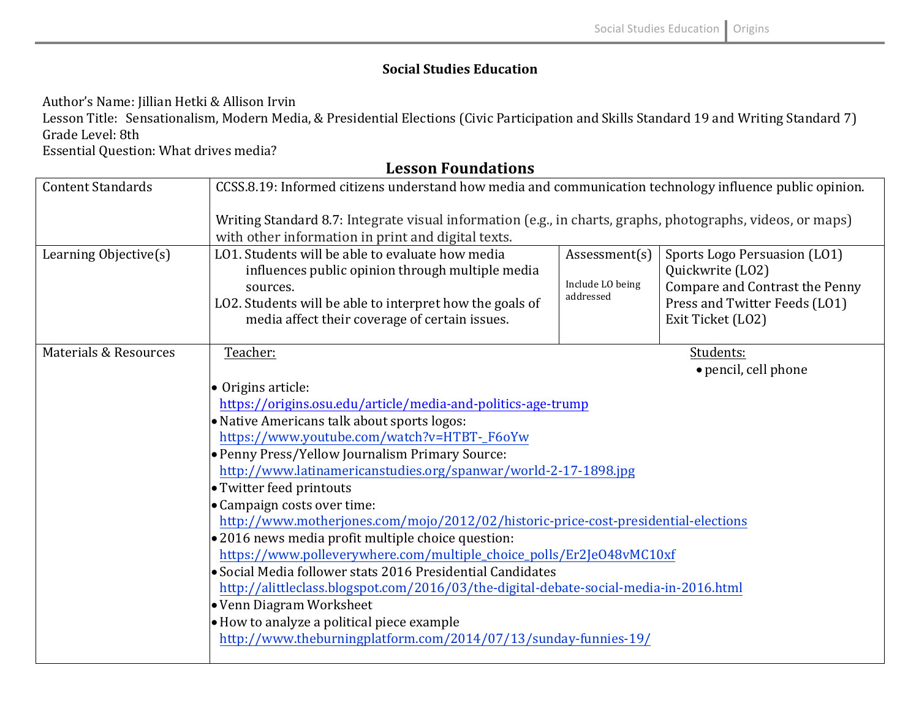## Social Studies Education

Author's Name: Jillian Hetki & Allison Irvin
Lesson Title: Sensationalism, Modern Media, & Presidential Elections (Civic Participation and Skills Standard 19 and Writing Standard 7)
Grade Level: 8th
Essential Question: What drives media?

### Lesson Foundations

| | | | |
|---|---|---|---|
| Content Standards | CCSS.8.19: Informed citizens understand how media and communication technology influence public opinion.<br><br>Writing Standard 8.7: Integrate visual information (e.g., in charts, graphs, photographs, videos, or maps) with other information in print and digital texts. | | |
| Learning Objective(s) | LO1. Students will be able to evaluate how media influences public opinion through multiple media sources.<br>LO2. Students will be able to interpret how the goals of media affect their coverage of certain issues. | Assessment(s)<br><br>Include LO being addressed | Sports Logo Persuasion (LO1)<br>Quickwrite (LO2)<br>Compare and Contrast the Penny Press and Twitter Feeds (LO1)<br>Exit Ticket (LO2) |
| Materials & Resources | Teacher:<br>• Origins article: https://origins.osu.edu/article/media-and-politics-age-trump<br>• Native Americans talk about sports logos: https://www.youtube.com/watch?v=HTBT-_F6oYw<br>• Penny Press/Yellow Journalism Primary Source: http://www.latinamericanstudies.org/spanwar/world-2-17-1898.jpg<br>• Twitter feed printouts<br>• Campaign costs over time: http://www.motherjones.com/mojo/2012/02/historic-price-cost-presidential-elections<br>• 2016 news media profit multiple choice question: https://www.polleverywhere.com/multiple_choice_polls/Er2JeO48vMC10xf<br>• Social Media follower stats 2016 Presidential Candidates http://alittleclass.blogspot.com/2016/03/the-digital-debate-social-media-in-2016.html<br>• Venn Diagram Worksheet<br>• How to analyze a political piece example http://www.theburningplatform.com/2014/07/13/sunday-funnies-19/ | | Students:<br>• pencil, cell phone |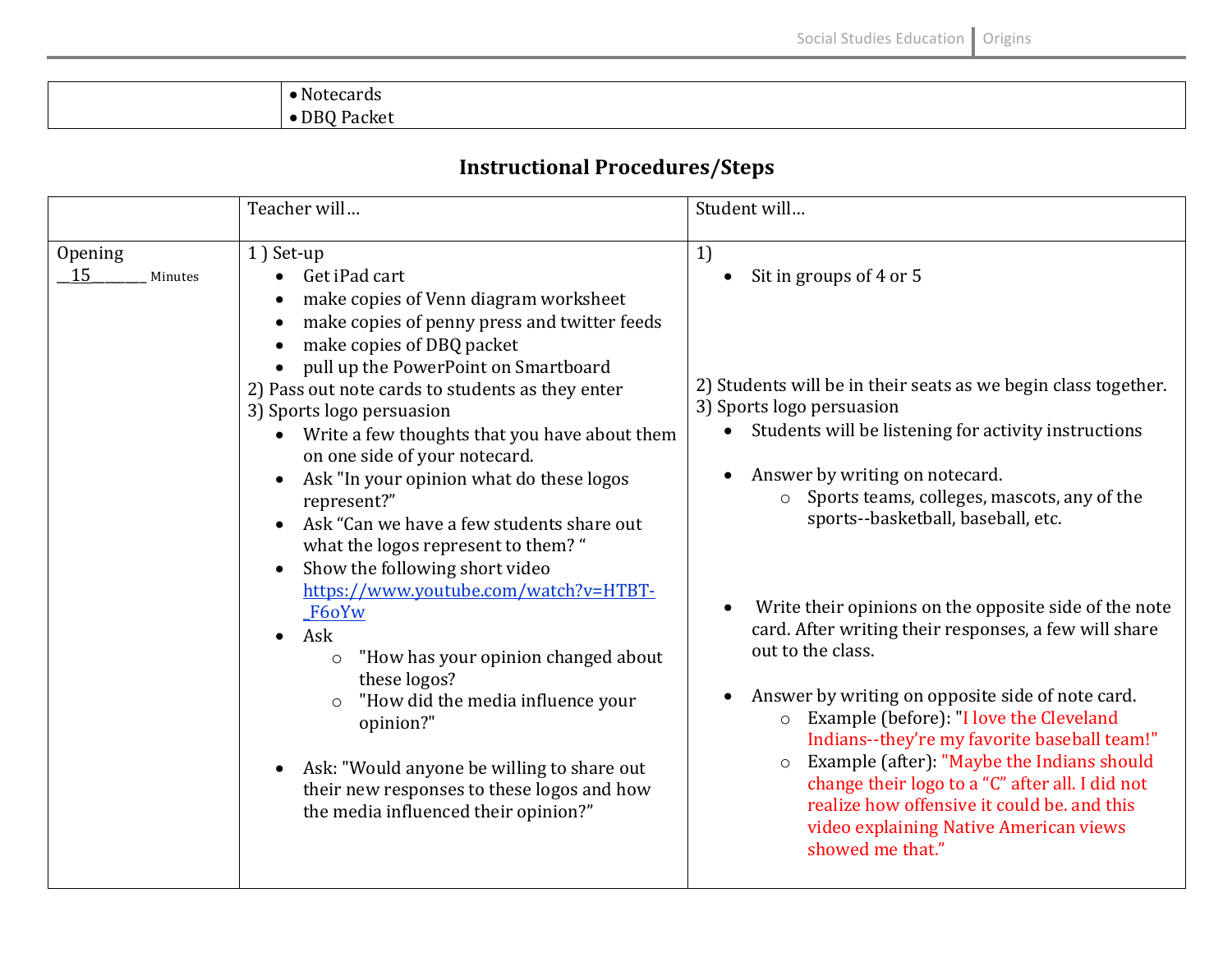| | • Notecards<br>• DBQ Packet |
|---|---|

## Instructional Procedures/Steps

| | Teacher will… | Student will… |
|---|---|---|
| Opening<br>__15_______ Minutes | 1 ) Set-up<br>• Get iPad cart<br>• make copies of Venn diagram worksheet<br>• make copies of penny press and twitter feeds<br>• make copies of DBQ packet<br>• pull up the PowerPoint on Smartboard<br>2) Pass out note cards to students as they enter<br>3) Sports logo persuasion<br>• Write a few thoughts that you have about them on one side of your notecard.<br>• Ask "In your opinion what do these logos represent?"<br>• Ask "Can we have a few students share out what the logos represent to them? "<br>• Show the following short video https://www.youtube.com/watch?v=HTBT-_F6oYw<br>• Ask<br>  ○ "How has your opinion changed about these logos?<br>  ○ "How did the media influence your opinion?"<br>• Ask: "Would anyone be willing to share out their new responses to these logos and how the media influenced their opinion?" | 1)<br>• Sit in groups of 4 or 5<br>2) Students will be in their seats as we begin class together.<br>3) Sports logo persuasion<br>• Students will be listening for activity instructions<br>• Answer by writing on notecard.<br>  ○ Sports teams, colleges, mascots, any of the sports--basketball, baseball, etc.<br>• Write their opinions on the opposite side of the note card. After writing their responses, a few will share out to the class.<br>• Answer by writing on opposite side of note card.<br>  ○ Example (before): "I love the Cleveland Indians--they're my favorite baseball team!"<br>  ○ Example (after): "Maybe the Indians should change their logo to a "C" after all. I did not realize how offensive it could be. and this video explaining Native American views showed me that." |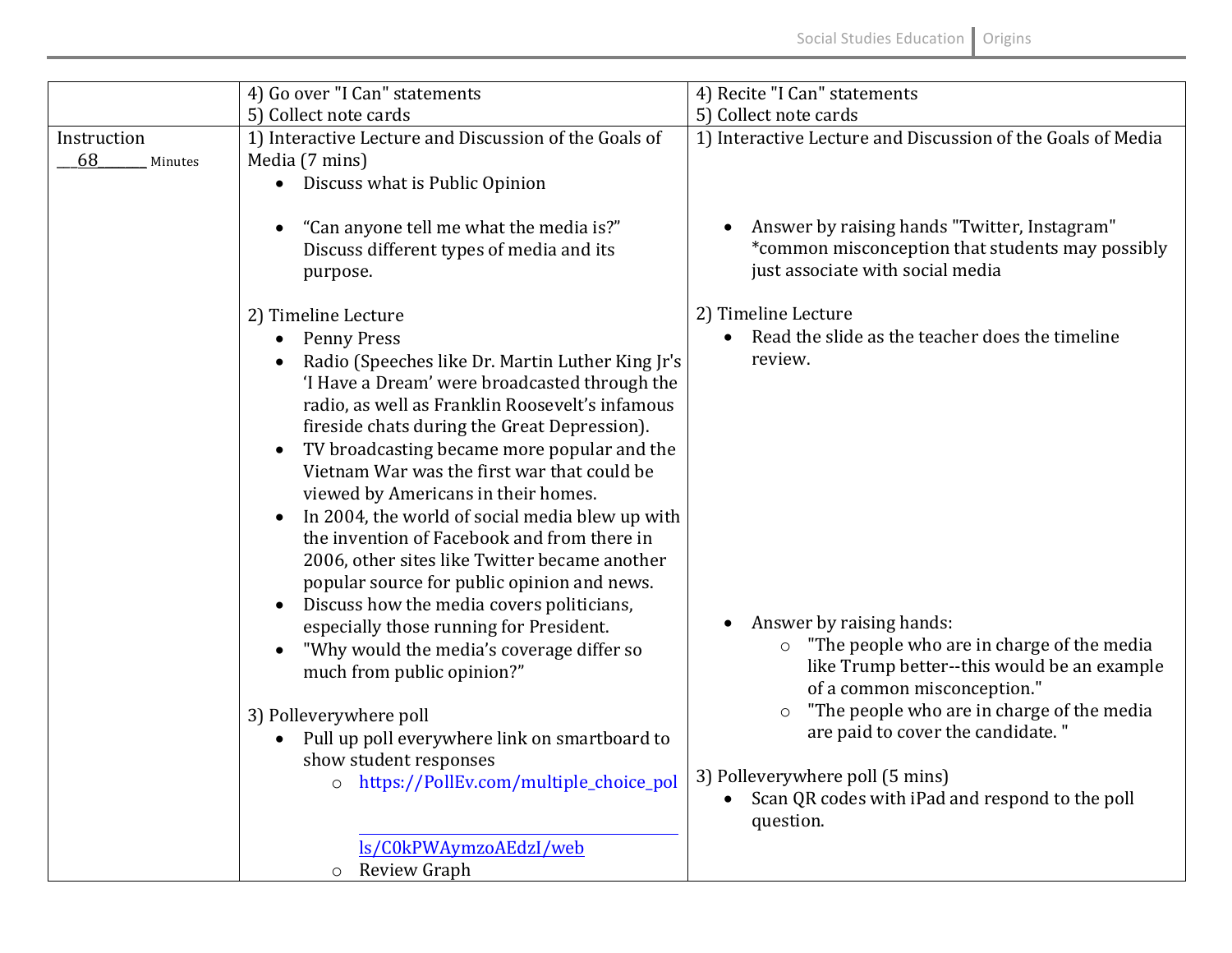| | | |
|---|---|---|
| | 4) Go over "I Can" statements<br>5) Collect note cards | 4) Recite "I Can" statements<br>5) Collect note cards |
| Instruction<br>___68______ Minutes | 1) Interactive Lecture and Discussion of the Goals of Media (7 mins)<br>• Discuss what is Public Opinion<br>• "Can anyone tell me what the media is?" Discuss different types of media and its purpose.<br><br>2) Timeline Lecture<br>• Penny Press<br>• Radio (Speeches like Dr. Martin Luther King Jr's 'I Have a Dream' were broadcasted through the radio, as well as Franklin Roosevelt's infamous fireside chats during the Great Depression).<br>• TV broadcasting became more popular and the Vietnam War was the first war that could be viewed by Americans in their homes.<br>• In 2004, the world of social media blew up with the invention of Facebook and from there in 2006, other sites like Twitter became another popular source for public opinion and news.<br>• Discuss how the media covers politicians, especially those running for President.<br>• "Why would the media's coverage differ so much from public opinion?"<br><br>3) Polleverywhere poll<br>• Pull up poll everywhere link on smartboard to show student responses<br>&nbsp;&nbsp;&nbsp;&nbsp;○ https://PollEv.com/multiple_choice_polls/C0kPWAymzoAEdzI/web<br>&nbsp;&nbsp;&nbsp;&nbsp;○ Review Graph | 1) Interactive Lecture and Discussion of the Goals of Media<br><br>• Answer by raising hands "Twitter, Instagram" *common misconception that students may possibly just associate with social media<br><br>2) Timeline Lecture<br>• Read the slide as the teacher does the timeline review.<br><br>• Answer by raising hands:<br>&nbsp;&nbsp;&nbsp;&nbsp;○ "The people who are in charge of the media like Trump better--this would be an example of a common misconception."<br>&nbsp;&nbsp;&nbsp;&nbsp;○ "The people who are in charge of the media are paid to cover the candidate. "<br><br>3) Polleverywhere poll (5 mins)<br>• Scan QR codes with iPad and respond to the poll question. |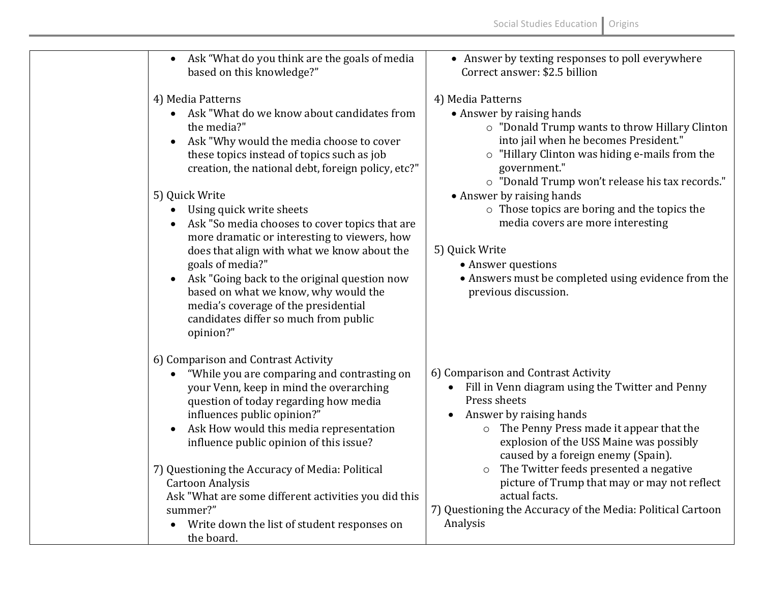| | | |
|---|---|---|
| | • Ask "What do you think are the goals of media based on this knowledge?"<br><br>4) Media Patterns<br>• Ask "What do we know about candidates from the media?"<br>• Ask "Why would the media choose to cover these topics instead of topics such as job creation, the national debt, foreign policy, etc?"<br><br>5) Quick Write<br>• Using quick write sheets<br>• Ask "So media chooses to cover topics that are more dramatic or interesting to viewers, how does that align with what we know about the goals of media?"<br>• Ask "Going back to the original question now based on what we know, why would the media's coverage of the presidential candidates differ so much from public opinion?"<br><br>6) Comparison and Contrast Activity<br>• "While you are comparing and contrasting on your Venn, keep in mind the overarching question of today regarding how media influences public opinion?"<br>• Ask How would this media representation influence public opinion of this issue?<br><br>7) Questioning the Accuracy of Media: Political Cartoon Analysis<br>Ask "What are some different activities you did this summer?"<br>• Write down the list of student responses on the board. | • Answer by texting responses to poll everywhere<br>Correct answer: $2.5 billion<br><br>4) Media Patterns<br>• Answer by raising hands<br>○ "Donald Trump wants to throw Hillary Clinton into jail when he becomes President."<br>○ "Hillary Clinton was hiding e-mails from the government."<br>○ "Donald Trump won't release his tax records."<br>• Answer by raising hands<br>○ Those topics are boring and the topics the media covers are more interesting<br><br>5) Quick Write<br>• Answer questions<br>• Answers must be completed using evidence from the previous discussion.<br><br>6) Comparison and Contrast Activity<br>• Fill in Venn diagram using the Twitter and Penny Press sheets<br>• Answer by raising hands<br>○ The Penny Press made it appear that the explosion of the USS Maine was possibly caused by a foreign enemy (Spain).<br>○ The Twitter feeds presented a negative picture of Trump that may or may not reflect actual facts.<br><br>7) Questioning the Accuracy of the Media: Political Cartoon Analysis |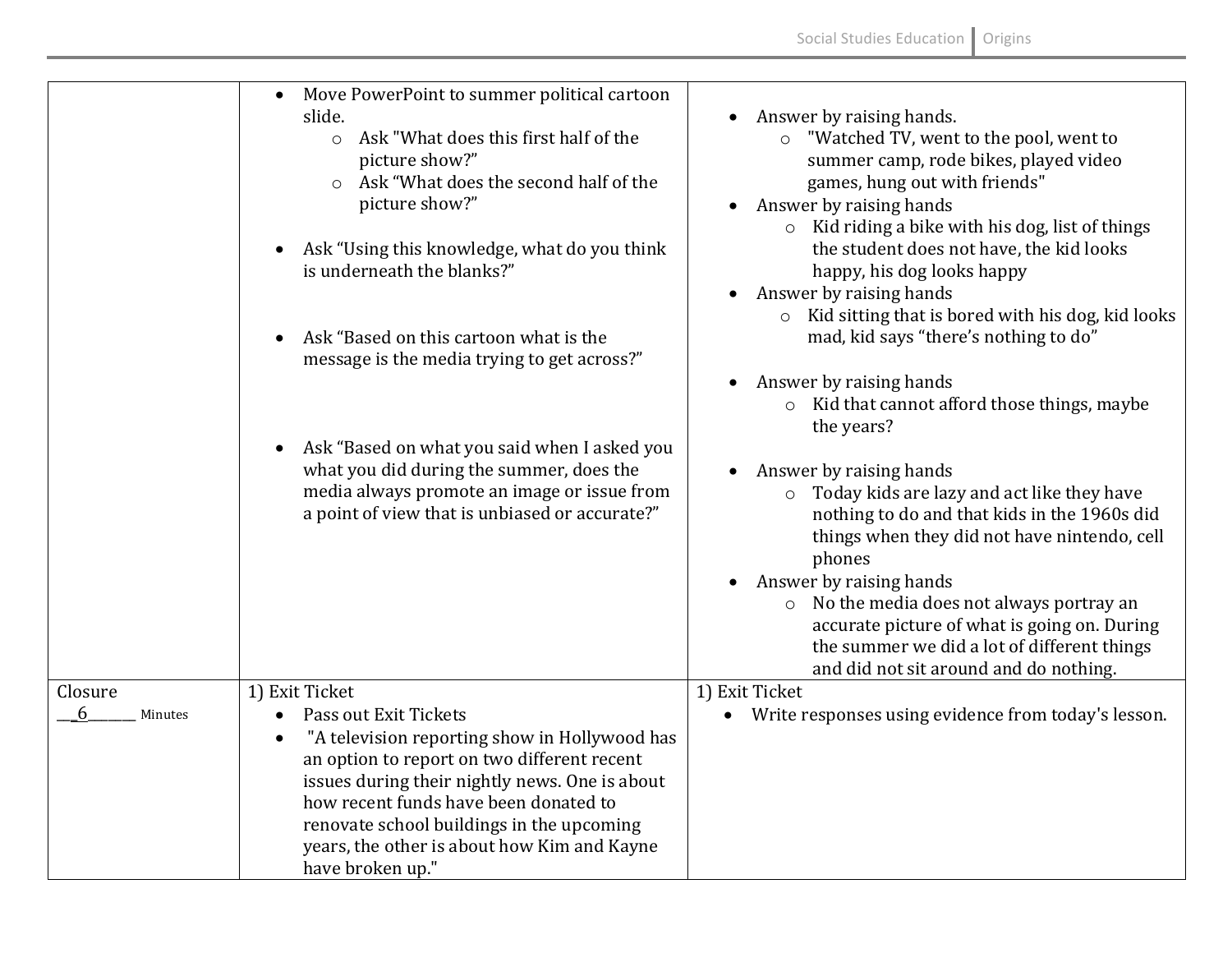| | | |
|---|---|---|
| | • Move PowerPoint to summer political cartoon slide.<br>  ○ Ask "What does this first half of the picture show?"<br>  ○ Ask "What does the second half of the picture show?"<br><br>• Ask "Using this knowledge, what do you think is underneath the blanks?"<br><br>• Ask "Based on this cartoon what is the message is the media trying to get across?"<br><br>• Ask "Based on what you said when I asked you what you did during the summer, does the media always promote an image or issue from a point of view that is unbiased or accurate?" | • Answer by raising hands.<br>  ○ "Watched TV, went to the pool, went to summer camp, rode bikes, played video games, hung out with friends"<br>• Answer by raising hands<br>  ○ Kid riding a bike with his dog, list of things the student does not have, the kid looks happy, his dog looks happy<br>• Answer by raising hands<br>  ○ Kid sitting that is bored with his dog, kid looks mad, kid says "there's nothing to do"<br><br>• Answer by raising hands<br>  ○ Kid that cannot afford those things, maybe the years?<br><br>• Answer by raising hands<br>  ○ Today kids are lazy and act like they have nothing to do and that kids in the 1960s did things when they did not have nintendo, cell phones<br>• Answer by raising hands<br>  ○ No the media does not always portray an accurate picture of what is going on. During the summer we did a lot of different things and did not sit around and do nothing. |
| Closure<br>\_\_6\_\_\_\_\_\_ Minutes | 1) Exit Ticket<br>• Pass out Exit Tickets<br>• "A television reporting show in Hollywood has an option to report on two different recent issues during their nightly news. One is about how recent funds have been donated to renovate school buildings in the upcoming years, the other is about how Kim and Kayne have broken up." | 1) Exit Ticket<br>• Write responses using evidence from today's lesson. |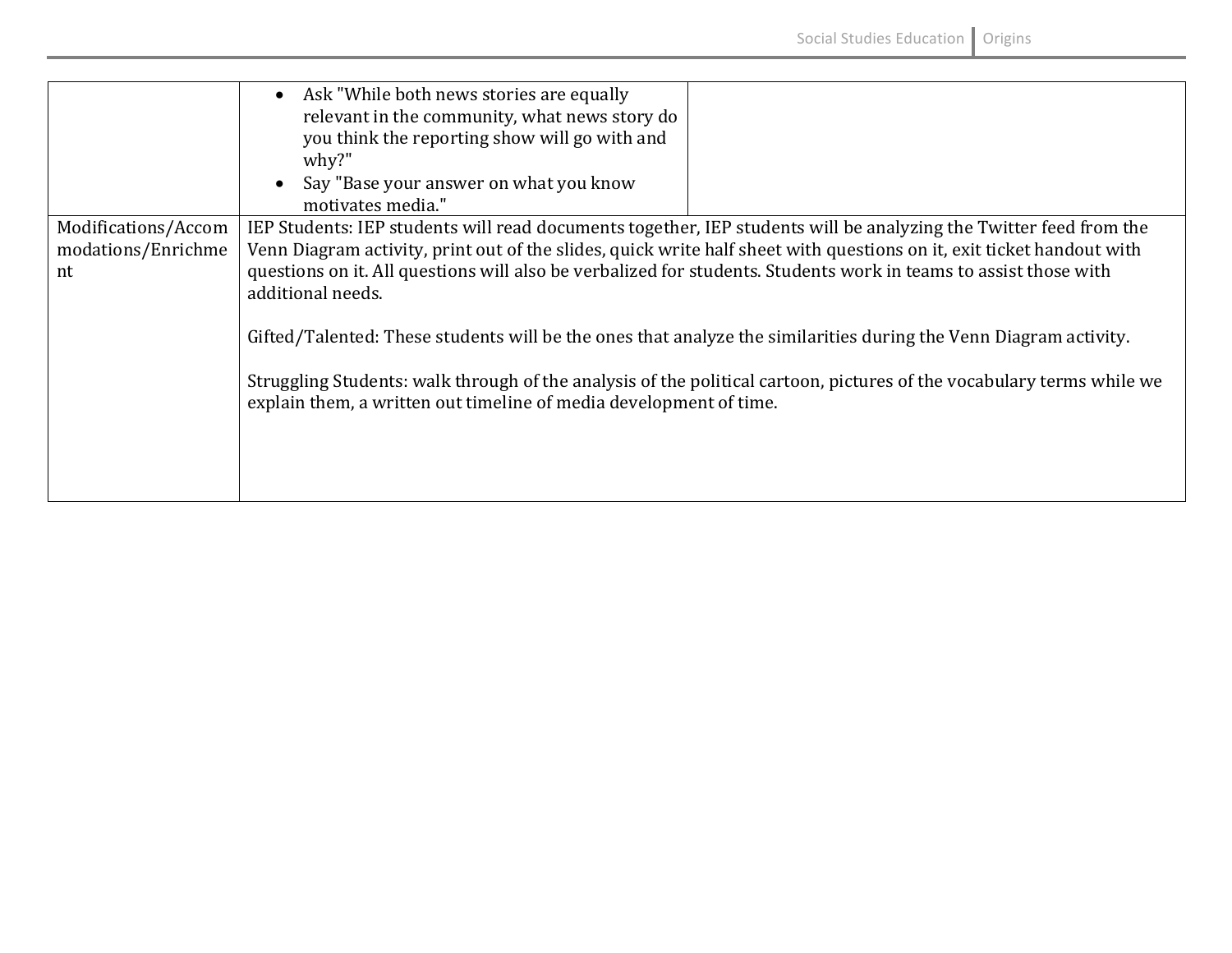| | | |
|---|---|---|
| | • Ask "While both news stories are equally relevant in the community, what news story do you think the reporting show will go with and why?"<br>• Say "Base your answer on what you know motivates media." | |
| Modifications/Accommodations/Enrichment | IEP Students: IEP students will read documents together, IEP students will be analyzing the Twitter feed from the Venn Diagram activity, print out of the slides, quick write half sheet with questions on it, exit ticket handout with questions on it. All questions will also be verbalized for students. Students work in teams to assist those with additional needs.<br><br>Gifted/Talented: These students will be the ones that analyze the similarities during the Venn Diagram activity.<br><br>Struggling Students: walk through of the analysis of the political cartoon, pictures of the vocabulary terms while we explain them, a written out timeline of media development of time. | |